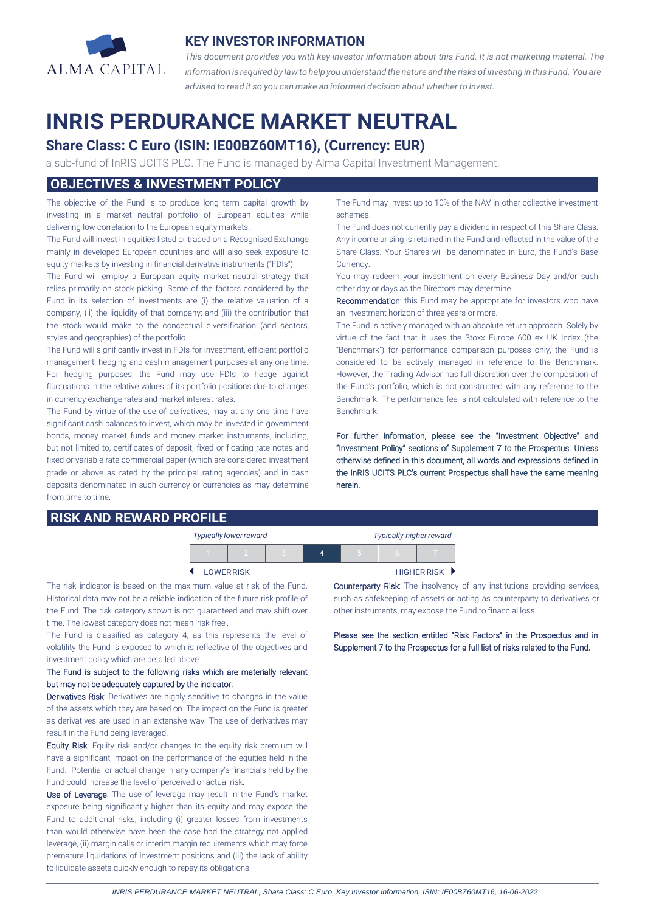ALMA CAPITAL

## KEY INVESTOR INFORMATION

*This document provides you with key investor information about this Fund. It is not marketing material. The information is required by law to help you understand the nature and the risks of investing in this Fund. You are advised to read it so you can make an informed decision about whether to invest.*

# INRIS PERDURANCE MARKET NEUTRAL

## Share Class: C Euro (ISIN: IE00BZ60MT16), (Currency: EUR)

a sub-fund of InRIS UCITS PLC. The Fund is managed by Alma Capital Investment Management.

## OBJECTIVES & INVESTMENT POLICY

The objective of the Fund is to produce long term capital growth by investing in a market neutral portfolio of European equities while delivering low correlation to the European equity markets.

The Fund will invest in equities listed or traded on a Recognised Exchange mainly in developed European countries and will also seek exposure to equity markets by investing in financial derivative instruments ("FDIs").

The Fund will employ a European equity market neutral strategy that relies primarily on stock picking. Some of the factors considered by the Fund in its selection of investments are (i) the relative valuation of a company, (ii) the liquidity of that company; and (iii) the contribution that the stock would make to the conceptual diversification (and sectors, styles and geographies) of the portfolio.

The Fund will significantly invest in FDIs for investment, efficient portfolio management, hedging and cash management purposes at any one time. For hedging purposes, the Fund may use FDIs to hedge against fluctuations in the relative values of its portfolio positions due to changes in currency exchange rates and market interest rates.

The Fund by virtue of the use of derivatives, may at any one time have significant cash balances to invest, which may be invested in government bonds, money market funds and money market instruments, including, but not limited to, certificates of deposit, fixed or floating rate notes and fixed or variable rate commercial paper (which are considered investment grade or above as rated by the principal rating agencies) and in cash deposits denominated in such currency or currencies as may determine from time to time.

The Fund may invest up to 10% of the NAV in other collective investment schemes.

The Fund does not currently pay a dividend in respect of this Share Class. Any income arising is retained in the Fund and reflected in the value of the Share Class. Your Shares will be denominated in Euro, the Fund's Base Currency.

You may redeem your investment on every Business Day and/or such other day or days as the Directors may determine.

**Recommendation**: this Fund may be appropriate for investors who have an investment horizon of three years or more.

The Fund is actively managed with an absolute return approach. Solely by virtue of the fact that it uses the Stoxx Europe 600 ex UK Index (the "Benchmark") for performance comparison purposes only, the Fund is considered to be actively managed in reference to the Benchmark. However, the Trading Advisor has full discretion over the composition of the Fund's portfolio, which is not constructed with any reference to the Benchmark. The performance fee is not calculated with reference to the Benchmark.

For further information, please see the "Investment Objective" and "Investment Policy" sections of Supplement 7 to the Prospectus. Unless otherwise defined in this document, all words and expressions defined in the InRIS UCITS PLC's current Prospectus shall have the same meaning herein.

## RISK AND REWARD PROFILE

| *Typically lower reward* | | | | | | *Typically higher reward* |
|---|---|---|---|---|---|---|
| 1 | 2 | 3 | **4** | 5 | 6 | 7 |
| ◄ LOWER RISK | | | | | | HIGHER RISK ► |

The risk indicator is based on the maximum value at risk of the Fund. Historical data may not be a reliable indication of the future risk profile of the Fund. The risk category shown is not guaranteed and may shift over time. The lowest category does not mean 'risk free'.

The Fund is classified as category 4, as this represents the level of volatility the Fund is exposed to which is reflective of the objectives and investment policy which are detailed above.

The Fund is subject to the following risks which are materially relevant but may not be adequately captured by the indicator:

**Derivatives Risk**: Derivatives are highly sensitive to changes in the value of the assets which they are based on. The impact on the Fund is greater as derivatives are used in an extensive way. The use of derivatives may result in the Fund being leveraged.

**Equity Risk**: Equity risk and/or changes to the equity risk premium will have a significant impact on the performance of the equities held in the Fund. Potential or actual change in any company's financials held by the Fund could increase the level of perceived or actual risk.

**Use of Leverage**: The use of leverage may result in the Fund's market exposure being significantly higher than its equity and may expose the Fund to additional risks, including (i) greater losses from investments than would otherwise have been the case had the strategy not applied leverage, (ii) margin calls or interim margin requirements which may force premature liquidations of investment positions and (iii) the lack of ability to liquidate assets quickly enough to repay its obligations.

**Counterparty Risk**: The insolvency of any institutions providing services, such as safekeeping of assets or acting as counterparty to derivatives or other instruments, may expose the Fund to financial loss.

Please see the section entitled "Risk Factors" in the Prospectus and in Supplement 7 to the Prospectus for a full list of risks related to the Fund.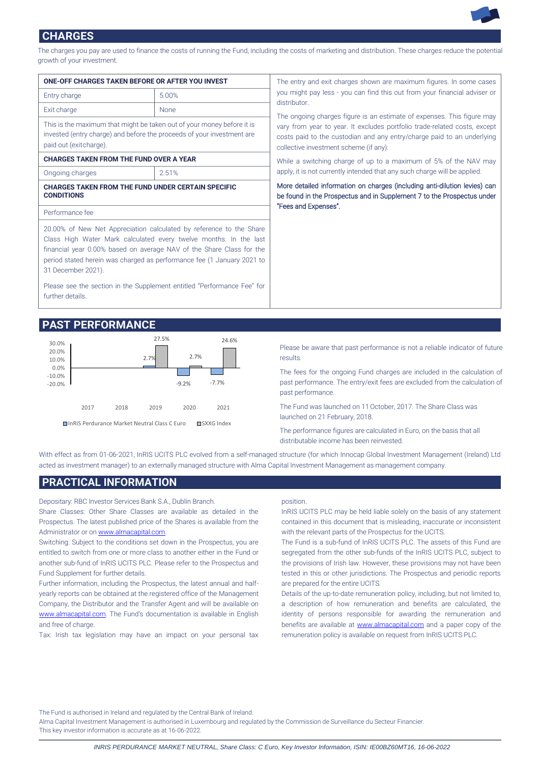## CHARGES

The charges you pay are used to finance the costs of running the Fund, including the costs of marketing and distribution. These charges reduce the potential growth of your investment.

| ONE-OFF CHARGES TAKEN BEFORE OR AFTER YOU INVEST | |
|---|---|
| Entry charge | 5.00% |
| Exit charge | None |
| This is the maximum that might be taken out of your money before it is invested (entry charge) and before the proceeds of your investment are paid out (exitcharge). | |
| **CHARGES TAKEN FROM THE FUND OVER A YEAR** | |
| Ongoing charges | 2.51% |
| **CHARGES TAKEN FROM THE FUND UNDER CERTAIN SPECIFIC CONDITIONS** | |
| Performance fee | |
| 20.00% of New Net Appreciation calculated by reference to the Share Class High Water Mark calculated every twelve months. In the last financial year 0.00% based on average NAV of the Share Class for the period stated herein was charged as performance fee (1 January 2021 to 31 December 2021). Please see the section in the Supplement entitled "Performance Fee" for further details. | |

The entry and exit charges shown are maximum figures. In some cases you might pay less - you can find this out from your financial adviser or distributor.

The ongoing charges figure is an estimate of expenses. This figure may vary from year to year. It excludes portfolio trade-related costs, except costs paid to the custodian and any entry/charge paid to an underlying collective investment scheme (if any).

While a switching charge of up to a maximum of 5% of the NAV may apply, it is not currently intended that any such charge will be applied.

More detailed information on charges (including anti-dilution levies) can be found in the Prospectus and in Supplement 7 to the Prospectus under "Fees and Expenses".

## PAST PERFORMANCE

30.0%
20.0%
10.0%
0.0%
-10.0%
-20.0%

27.5%
2.7%
2.7%
-9.2%
24.6%
-7.7%

2017 2018 2019 2020 2021

InRIS Perdurance Market Neutral Class C Euro
SXXG Index

Please be aware that past performance is not a reliable indicator of future results.

The fees for the ongoing Fund charges are included in the calculation of past performance. The entry/exit fees are excluded from the calculation of past performance.

The Fund was launched on 11 October, 2017. The Share Class was launched on 21 February, 2018.

The performance figures are calculated in Euro, on the basis that all distributable income has been reinvested.

With effect as from 01-06-2021, InRIS UCITS PLC evolved from a self-managed structure (for which Innocap Global Investment Management (Ireland) Ltd acted as investment manager) to an externally managed structure with Alma Capital Investment Management as management company.

## PRACTICAL INFORMATION

Depositary: RBC Investor Services Bank S.A., Dublin Branch.

Share Classes: Other Share Classes are available as detailed in the Prospectus. The latest published price of the Shares is available from the Administrator or on www.almacapital.com.

Switching: Subject to the conditions set down in the Prospectus, you are entitled to switch from one or more class to another either in the Fund or another sub-fund of InRIS UCITS PLC. Please refer to the Prospectus and Fund Supplement for further details.

Further information, including the Prospectus, the latest annual and half-yearly reports can be obtained at the registered office of the Management Company, the Distributor and the Transfer Agent and will be available on www.almacapital.com. The Fund's documentation is available in English and free of charge.

Tax: Irish tax legislation may have an impact on your personal tax position.

InRIS UCITS PLC may be held liable solely on the basis of any statement contained in this document that is misleading, inaccurate or inconsistent with the relevant parts of the Prospectus for the UCITS.

The Fund is a sub-fund of InRIS UCITS PLC. The assets of this Fund are segregated from the other sub-funds of the InRIS UCITS PLC, subject to the provisions of Irish law. However, these provisions may not have been tested in this or other jurisdictions. The Prospectus and periodic reports are prepared for the entire UCITS.

Details of the up-to-date remuneration policy, including, but not limited to, a description of how remuneration and benefits are calculated, the identity of persons responsible for awarding the remuneration and benefits are available at www.almacapital.com and a paper copy of the remuneration policy is available on request from InRIS UCITS PLC.

The Fund is authorised in Ireland and regulated by the Central Bank of Ireland.
Alma Capital Investment Management is authorised in Luxembourg and regulated by the Commission de Surveillance du Secteur Financier.
This key investor information is accurate as at 16-06-2022.